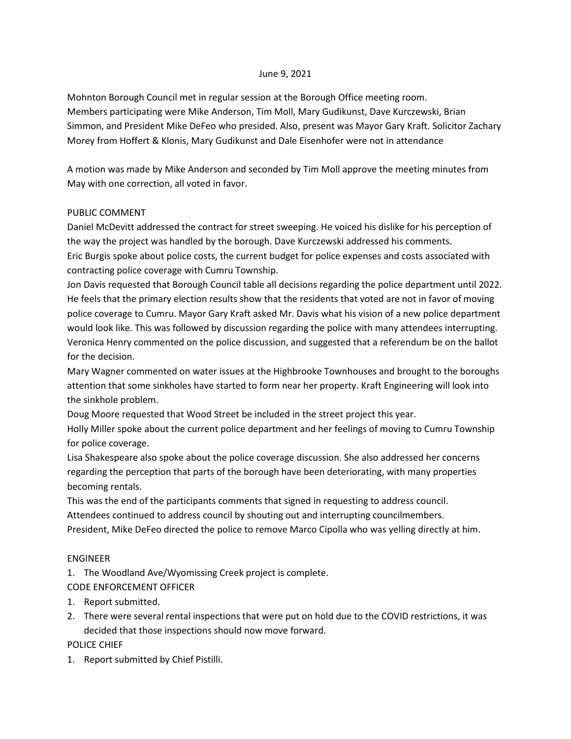June 9, 2021

Mohnton Borough Council met in regular session at the Borough Office meeting room. Members participating were Mike Anderson, Tim Moll, Mary Gudikunst, Dave Kurczewski, Brian Simmon, and President Mike DeFeo who presided. Also, present was Mayor Gary Kraft. Solicitor Zachary Morey from Hoffert & Klonis, Mary Gudikunst and Dale Eisenhofer were not in attendance

A motion was made by Mike Anderson and seconded by Tim Moll approve the meeting minutes from May with one correction, all voted in favor.

PUBLIC COMMENT

Daniel McDevitt addressed the contract for street sweeping. He voiced his dislike for his perception of the way the project was handled by the borough. Dave Kurczewski addressed his comments.
Eric Burgis spoke about police costs, the current budget for police expenses and costs associated with contracting police coverage with Cumru Township.
Jon Davis requested that Borough Council table all decisions regarding the police department until 2022. He feels that the primary election results show that the residents that voted are not in favor of moving police coverage to Cumru. Mayor Gary Kraft asked Mr. Davis what his vision of a new police department would look like. This was followed by discussion regarding the police with many attendees interrupting.
Veronica Henry commented on the police discussion, and suggested that a referendum be on the ballot for the decision.
Mary Wagner commented on water issues at the Highbrooke Townhouses and brought to the boroughs attention that some sinkholes have started to form near her property. Kraft Engineering will look into the sinkhole problem.
Doug Moore requested that Wood Street be included in the street project this year.
Holly Miller spoke about the current police department and her feelings of moving to Cumru Township for police coverage.
Lisa Shakespeare also spoke about the police coverage discussion. She also addressed her concerns regarding the perception that parts of the borough have been deteriorating, with many properties becoming rentals.
This was the end of the participants comments that signed in requesting to address council.
Attendees continued to address council by shouting out and interrupting councilmembers.
President, Mike DeFeo directed the police to remove Marco Cipolla who was yelling directly at him.

ENGINEER

1. The Woodland Ave/Wyomissing Creek project is complete.

CODE ENFORCEMENT OFFICER

1. Report submitted.
2. There were several rental inspections that were put on hold due to the COVID restrictions, it was decided that those inspections should now move forward.

POLICE CHIEF

1. Report submitted by Chief Pistilli.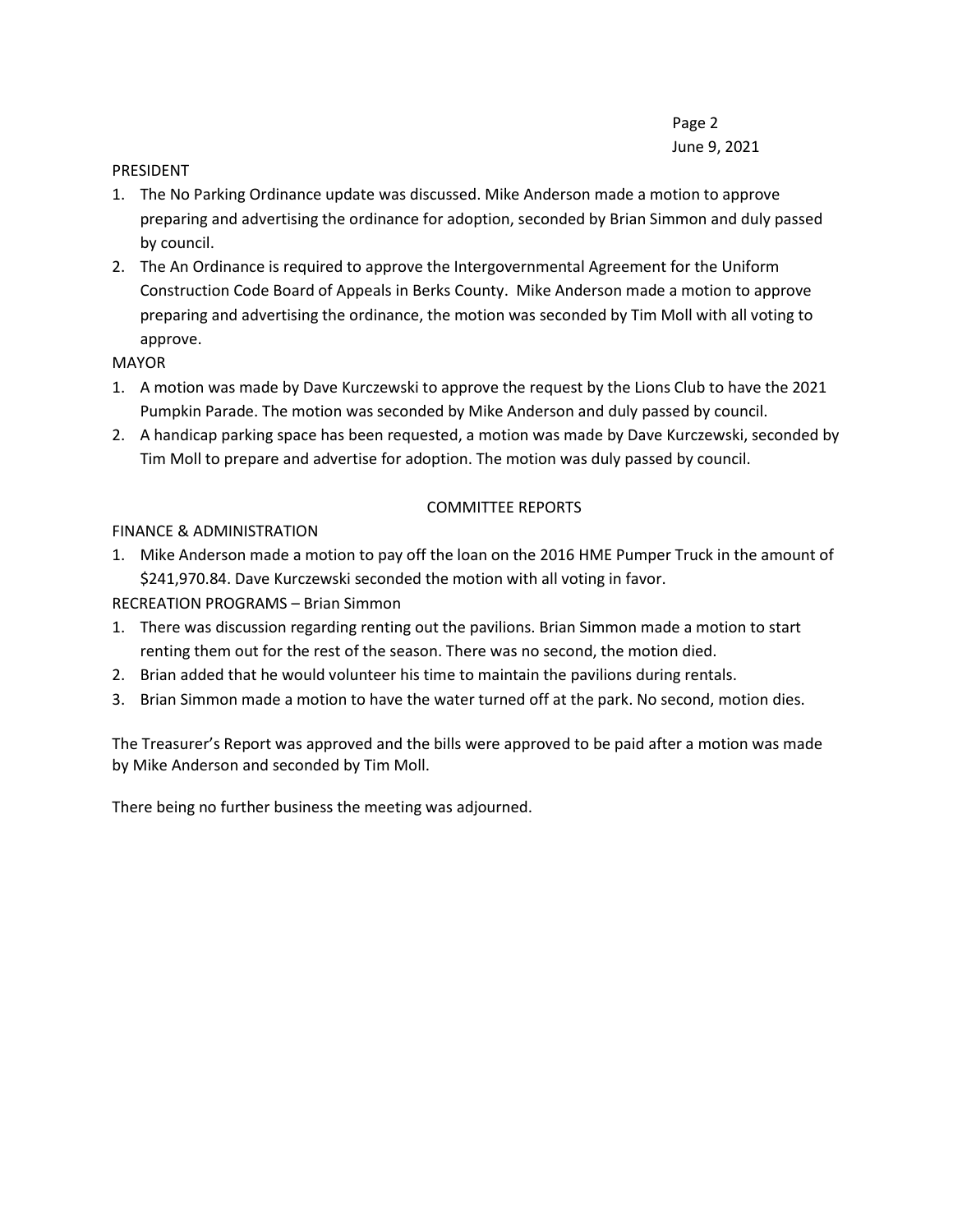PRESIDENT

1. The No Parking Ordinance update was discussed. Mike Anderson made a motion to approve preparing and advertising the ordinance for adoption, seconded by Brian Simmon and duly passed by council.
2. The An Ordinance is required to approve the Intergovernmental Agreement for the Uniform Construction Code Board of Appeals in Berks County. Mike Anderson made a motion to approve preparing and advertising the ordinance, the motion was seconded by Tim Moll with all voting to approve.

MAYOR

1. A motion was made by Dave Kurczewski to approve the request by the Lions Club to have the 2021 Pumpkin Parade. The motion was seconded by Mike Anderson and duly passed by council.
2. A handicap parking space has been requested, a motion was made by Dave Kurczewski, seconded by Tim Moll to prepare and advertise for adoption. The motion was duly passed by council.

## COMMITTEE REPORTS

FINANCE & ADMINISTRATION

1. Mike Anderson made a motion to pay off the loan on the 2016 HME Pumper Truck in the amount of $241,970.84. Dave Kurczewski seconded the motion with all voting in favor.

RECREATION PROGRAMS – Brian Simmon

1. There was discussion regarding renting out the pavilions. Brian Simmon made a motion to start renting them out for the rest of the season. There was no second, the motion died.
2. Brian added that he would volunteer his time to maintain the pavilions during rentals.
3. Brian Simmon made a motion to have the water turned off at the park. No second, motion dies.

The Treasurer's Report was approved and the bills were approved to be paid after a motion was made by Mike Anderson and seconded by Tim Moll.

There being no further business the meeting was adjourned.